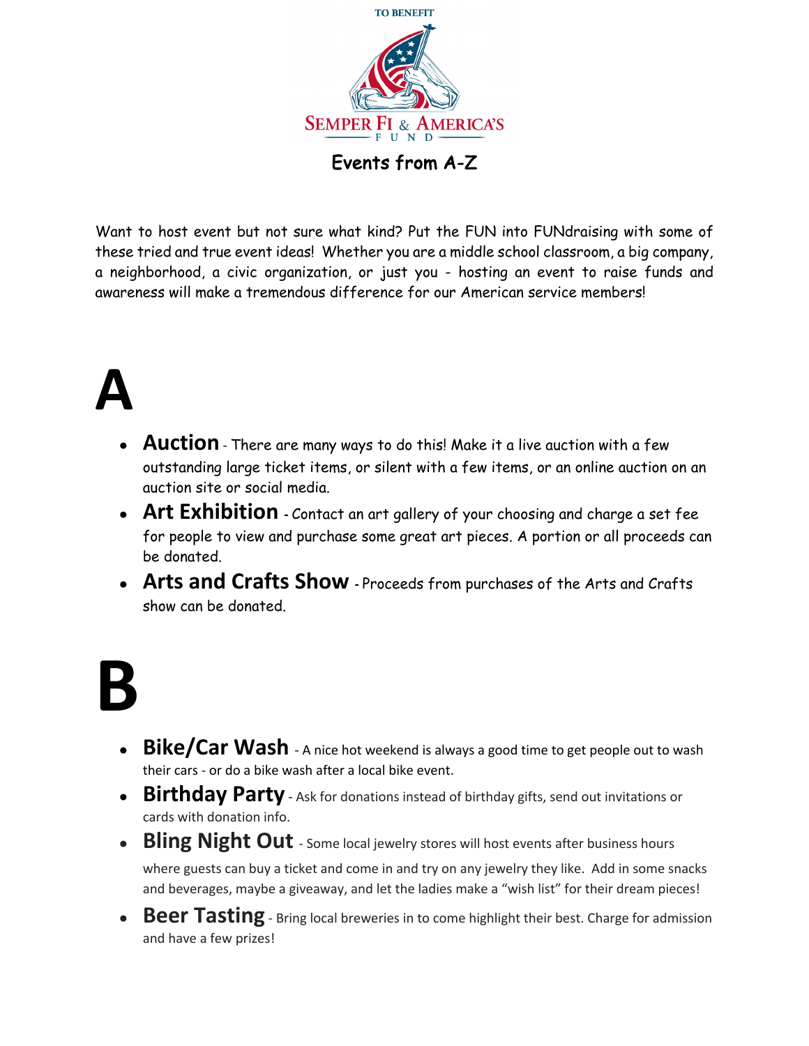TO BENEFIT

SEMPER FI & AMERICA'S FUND

# Events from A-Z

Want to host event but not sure what kind? Put the FUN into FUNdraising with some of these tried and true event ideas! Whether you are a middle school classroom, a big company, a neighborhood, a civic organization, or just you - hosting an event to raise funds and awareness will make a tremendous difference for our American service members!

## A

- **Auction** - There are many ways to do this! Make it a live auction with a few outstanding large ticket items, or silent with a few items, or an online auction on an auction site or social media.
- **Art Exhibition** - Contact an art gallery of your choosing and charge a set fee for people to view and purchase some great art pieces. A portion or all proceeds can be donated.
- **Arts and Crafts Show** - Proceeds from purchases of the Arts and Crafts show can be donated.

## B

- **Bike/Car Wash** - A nice hot weekend is always a good time to get people out to wash their cars - or do a bike wash after a local bike event.
- **Birthday Party** - Ask for donations instead of birthday gifts, send out invitations or cards with donation info.
- **Bling Night Out** - Some local jewelry stores will host events after business hours where guests can buy a ticket and come in and try on any jewelry they like. Add in some snacks and beverages, maybe a giveaway, and let the ladies make a "wish list" for their dream pieces!
- **Beer Tasting** - Bring local breweries in to come highlight their best. Charge for admission and have a few prizes!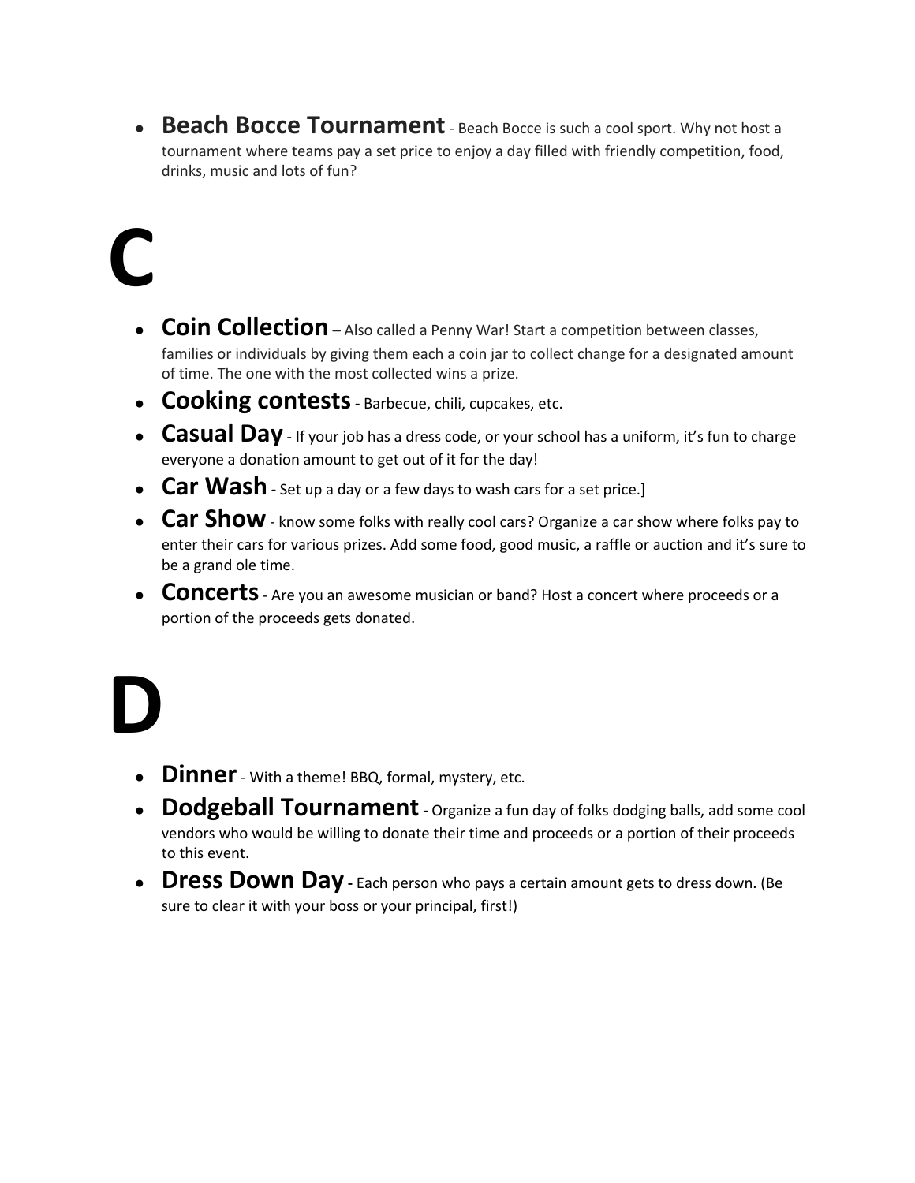- **Beach Bocce Tournament** - Beach Bocce is such a cool sport. Why not host a tournament where teams pay a set price to enjoy a day filled with friendly competition, food, drinks, music and lots of fun?

# C

- **Coin Collection** – Also called a Penny War! Start a competition between classes, families or individuals by giving them each a coin jar to collect change for a designated amount of time. The one with the most collected wins a prize.
- **Cooking contests** - Barbecue, chili, cupcakes, etc.
- **Casual Day** - If your job has a dress code, or your school has a uniform, it's fun to charge everyone a donation amount to get out of it for the day!
- **Car Wash** - Set up a day or a few days to wash cars for a set price.]
- **Car Show** - know some folks with really cool cars? Organize a car show where folks pay to enter their cars for various prizes. Add some food, good music, a raffle or auction and it's sure to be a grand ole time.
- **Concerts** - Are you an awesome musician or band? Host a concert where proceeds or a portion of the proceeds gets donated.

# D

- **Dinner** - With a theme! BBQ, formal, mystery, etc.
- **Dodgeball Tournament** - Organize a fun day of folks dodging balls, add some cool vendors who would be willing to donate their time and proceeds or a portion of their proceeds to this event.
- **Dress Down Day** - Each person who pays a certain amount gets to dress down. (Be sure to clear it with your boss or your principal, first!)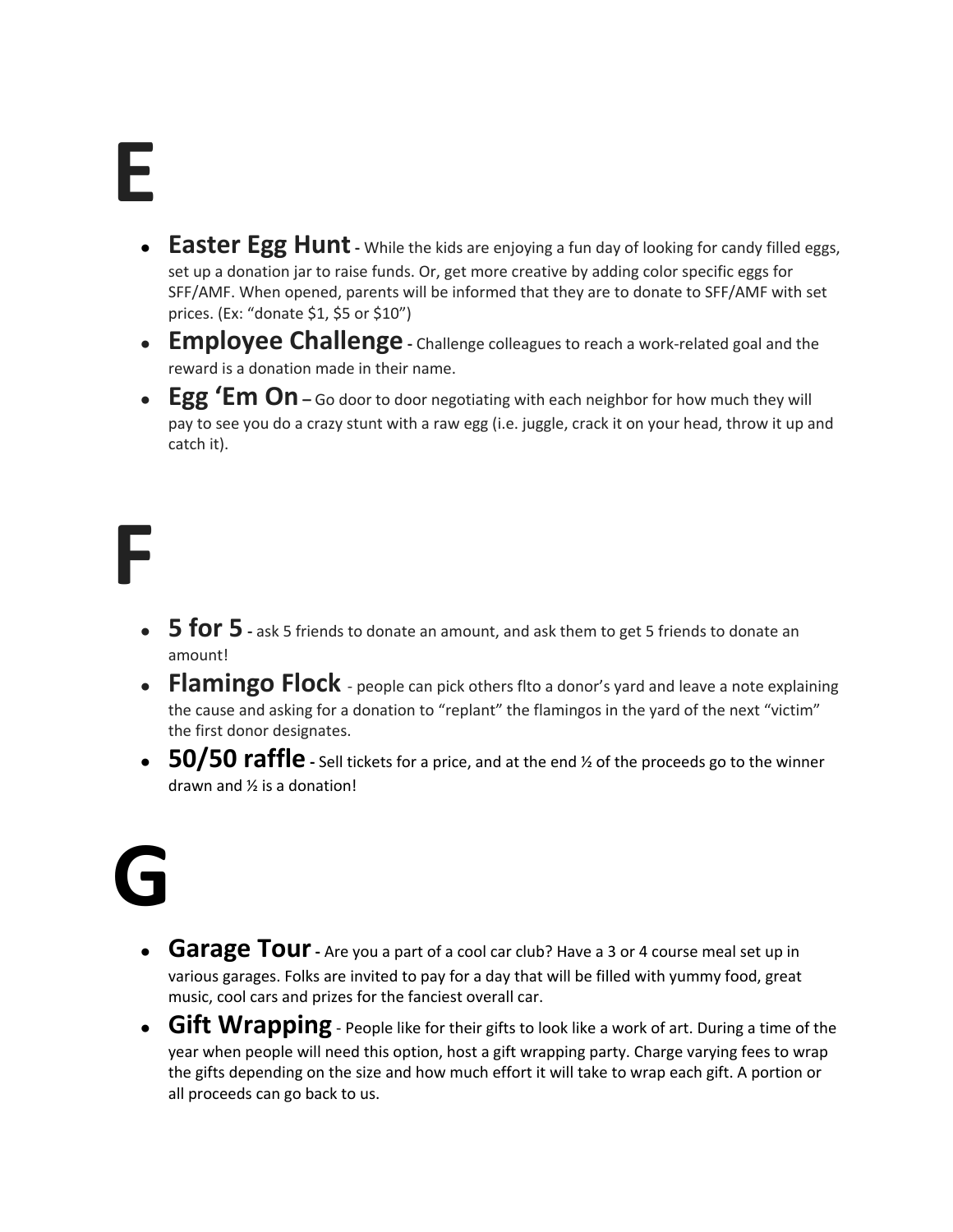# E

- **Easter Egg Hunt** - While the kids are enjoying a fun day of looking for candy filled eggs, set up a donation jar to raise funds. Or, get more creative by adding color specific eggs for SFF/AMF. When opened, parents will be informed that they are to donate to SFF/AMF with set prices. (Ex: "donate $1, $5 or $10")
- **Employee Challenge** - Challenge colleagues to reach a work-related goal and the reward is a donation made in their name.
- **Egg 'Em On** – Go door to door negotiating with each neighbor for how much they will pay to see you do a crazy stunt with a raw egg (i.e. juggle, crack it on your head, throw it up and catch it).

# F

- **5 for 5** - ask 5 friends to donate an amount, and ask them to get 5 friends to donate an amount!
- **Flamingo Flock** - people can pick others flto a donor's yard and leave a note explaining the cause and asking for a donation to "replant" the flamingos in the yard of the next "victim" the first donor designates.
- **50/50 raffle** - Sell tickets for a price, and at the end ½ of the proceeds go to the winner drawn and ½ is a donation!

# G

- **Garage Tour** - Are you a part of a cool car club? Have a 3 or 4 course meal set up in various garages. Folks are invited to pay for a day that will be filled with yummy food, great music, cool cars and prizes for the fanciest overall car.
- **Gift Wrapping** - People like for their gifts to look like a work of art. During a time of the year when people will need this option, host a gift wrapping party. Charge varying fees to wrap the gifts depending on the size and how much effort it will take to wrap each gift. A portion or all proceeds can go back to us.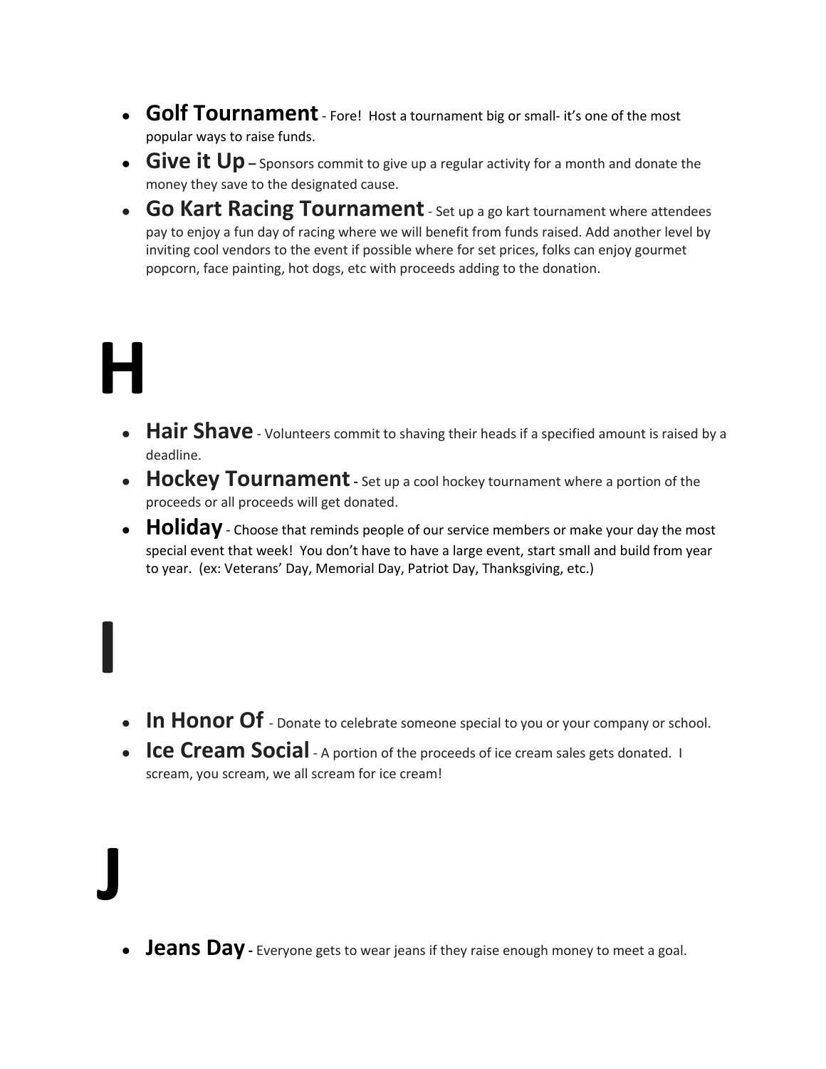- **Golf Tournament** - Fore! Host a tournament big or small- it's one of the most popular ways to raise funds.
- **Give it Up** – Sponsors commit to give up a regular activity for a month and donate the money they save to the designated cause.
- **Go Kart Racing Tournament** - Set up a go kart tournament where attendees pay to enjoy a fun day of racing where we will benefit from funds raised. Add another level by inviting cool vendors to the event if possible where for set prices, folks can enjoy gourmet popcorn, face painting, hot dogs, etc with proceeds adding to the donation.

# H

- **Hair Shave** - Volunteers commit to shaving their heads if a specified amount is raised by a deadline.
- **Hockey Tournament** - Set up a cool hockey tournament where a portion of the proceeds or all proceeds will get donated.
- **Holiday** - Choose that reminds people of our service members or make your day the most special event that week! You don't have to have a large event, start small and build from year to year. (ex: Veterans' Day, Memorial Day, Patriot Day, Thanksgiving, etc.)

# I

- **In Honor Of** - Donate to celebrate someone special to you or your company or school.
- **Ice Cream Social** - A portion of the proceeds of ice cream sales gets donated. I scream, you scream, we all scream for ice cream!

# J

- **Jeans Day** - Everyone gets to wear jeans if they raise enough money to meet a goal.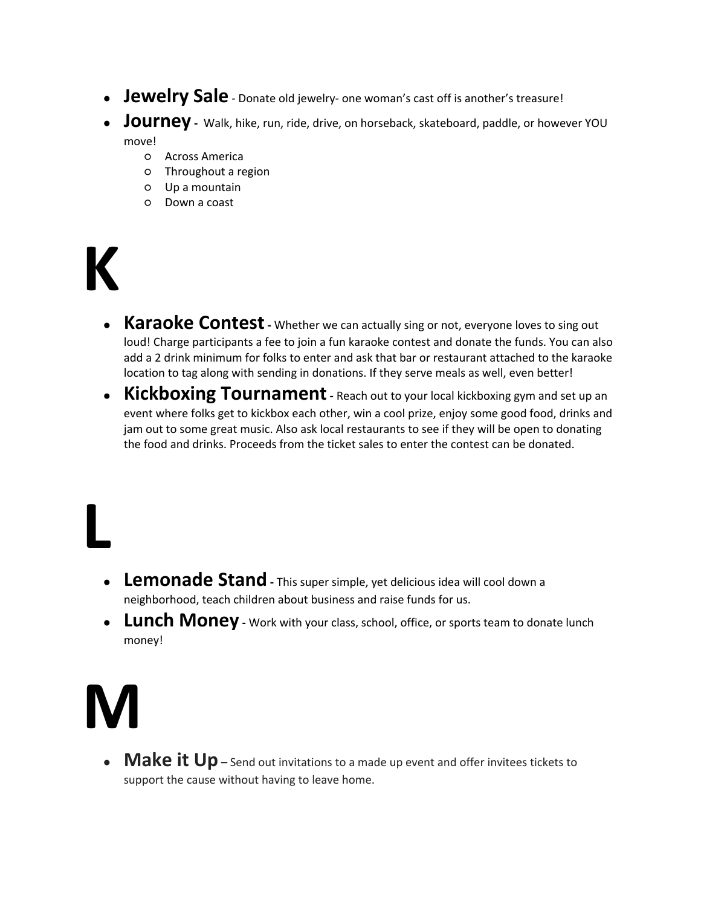- **Jewelry Sale** - Donate old jewelry- one woman's cast off is another's treasure!
- **Journey** - Walk, hike, run, ride, drive, on horseback, skateboard, paddle, or however YOU move!
  - Across America
  - Throughout a region
  - Up a mountain
  - Down a coast

# K

- **Karaoke Contest** - Whether we can actually sing or not, everyone loves to sing out loud! Charge participants a fee to join a fun karaoke contest and donate the funds. You can also add a 2 drink minimum for folks to enter and ask that bar or restaurant attached to the karaoke location to tag along with sending in donations. If they serve meals as well, even better!
- **Kickboxing Tournament** - Reach out to your local kickboxing gym and set up an event where folks get to kickbox each other, win a cool prize, enjoy some good food, drinks and jam out to some great music. Also ask local restaurants to see if they will be open to donating the food and drinks. Proceeds from the ticket sales to enter the contest can be donated.

# L

- **Lemonade Stand** - This super simple, yet delicious idea will cool down a neighborhood, teach children about business and raise funds for us.
- **Lunch Money** - Work with your class, school, office, or sports team to donate lunch money!

# M

- **Make it Up** – Send out invitations to a made up event and offer invitees tickets to support the cause without having to leave home.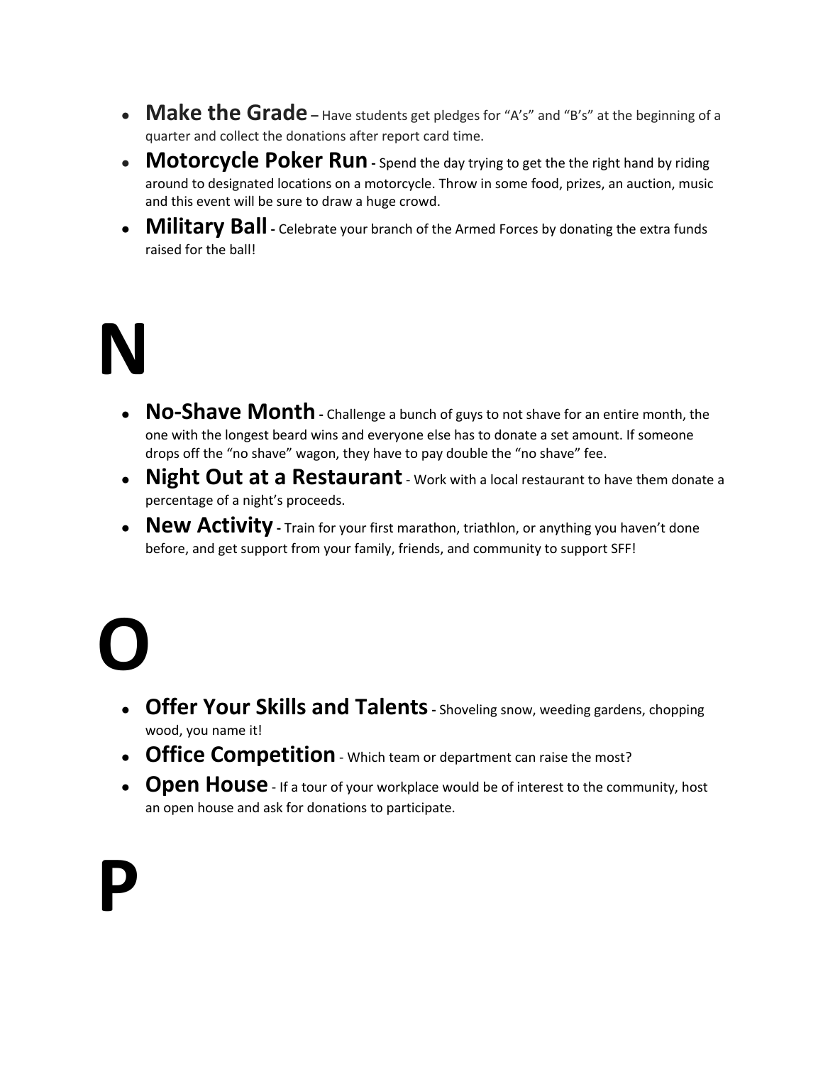- **Make the Grade –** Have students get pledges for "A's" and "B's" at the beginning of a quarter and collect the donations after report card time.
- **Motorcycle Poker Run -** Spend the day trying to get the the right hand by riding around to designated locations on a motorcycle. Throw in some food, prizes, an auction, music and this event will be sure to draw a huge crowd.
- **Military Ball -** Celebrate your branch of the Armed Forces by donating the extra funds raised for the ball!

# N

- **No-Shave Month -** Challenge a bunch of guys to not shave for an entire month, the one with the longest beard wins and everyone else has to donate a set amount. If someone drops off the "no shave" wagon, they have to pay double the "no shave" fee.
- **Night Out at a Restaurant** - Work with a local restaurant to have them donate a percentage of a night's proceeds.
- **New Activity -** Train for your first marathon, triathlon, or anything you haven't done before, and get support from your family, friends, and community to support SFF!

# O

- **Offer Your Skills and Talents -** Shoveling snow, weeding gardens, chopping wood, you name it!
- **Office Competition** - Which team or department can raise the most?
- **Open House** - If a tour of your workplace would be of interest to the community, host an open house and ask for donations to participate.

# P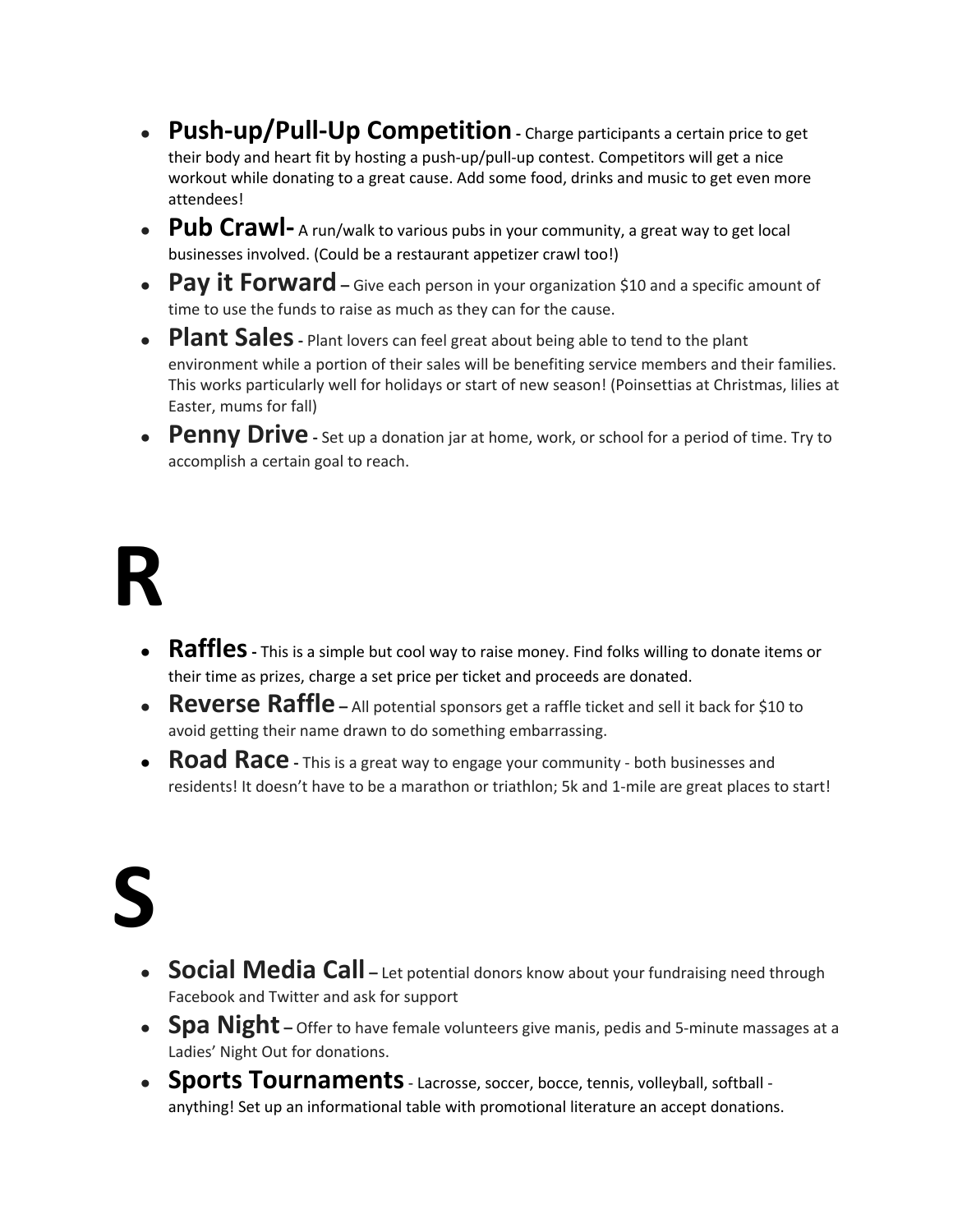- **Push-up/Pull-Up Competition** - Charge participants a certain price to get their body and heart fit by hosting a push-up/pull-up contest. Competitors will get a nice workout while donating to a great cause. Add some food, drinks and music to get even more attendees!
- **Pub Crawl-** A run/walk to various pubs in your community, a great way to get local businesses involved. (Could be a restaurant appetizer crawl too!)
- **Pay it Forward** – Give each person in your organization $10 and a specific amount of time to use the funds to raise as much as they can for the cause.
- **Plant Sales** - Plant lovers can feel great about being able to tend to the plant environment while a portion of their sales will be benefiting service members and their families. This works particularly well for holidays or start of new season! (Poinsettias at Christmas, lilies at Easter, mums for fall)
- **Penny Drive** - Set up a donation jar at home, work, or school for a period of time. Try to accomplish a certain goal to reach.

# R

- **Raffles** - This is a simple but cool way to raise money. Find folks willing to donate items or their time as prizes, charge a set price per ticket and proceeds are donated.
- **Reverse Raffle** – All potential sponsors get a raffle ticket and sell it back for $10 to avoid getting their name drawn to do something embarrassing.
- **Road Race** - This is a great way to engage your community - both businesses and residents! It doesn't have to be a marathon or triathlon; 5k and 1-mile are great places to start!

# S

- **Social Media Call** – Let potential donors know about your fundraising need through Facebook and Twitter and ask for support
- **Spa Night** – Offer to have female volunteers give manis, pedis and 5-minute massages at a Ladies' Night Out for donations.
- **Sports Tournaments** - Lacrosse, soccer, bocce, tennis, volleyball, softball - anything! Set up an informational table with promotional literature an accept donations.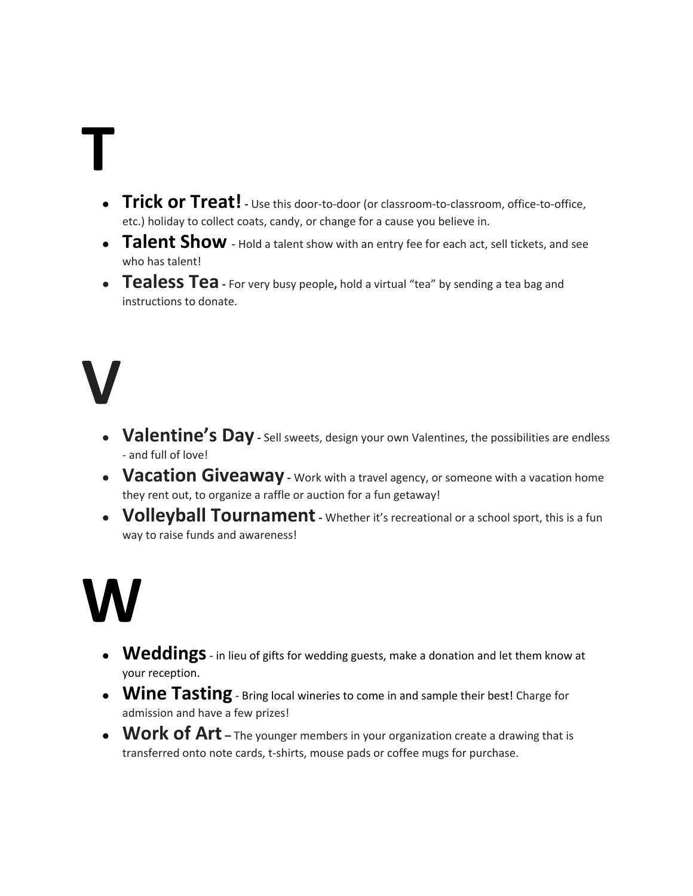# T

- **Trick or Treat!** - Use this door-to-door (or classroom-to-classroom, office-to-office, etc.) holiday to collect coats, candy, or change for a cause you believe in.
- **Talent Show** - Hold a talent show with an entry fee for each act, sell tickets, and see who has talent!
- **Tealess Tea** - For very busy people**,** hold a virtual "tea" by sending a tea bag and instructions to donate.

# V

- **Valentine's Day** - Sell sweets, design your own Valentines, the possibilities are endless - and full of love!
- **Vacation Giveaway** - Work with a travel agency, or someone with a vacation home they rent out, to organize a raffle or auction for a fun getaway!
- **Volleyball Tournament** - Whether it's recreational or a school sport, this is a fun way to raise funds and awareness!

# W

- **Weddings** - in lieu of gifts for wedding guests, make a donation and let them know at your reception.
- **Wine Tasting** - Bring local wineries to come in and sample their best! Charge for admission and have a few prizes!
- **Work of Art** – The younger members in your organization create a drawing that is transferred onto note cards, t-shirts, mouse pads or coffee mugs for purchase.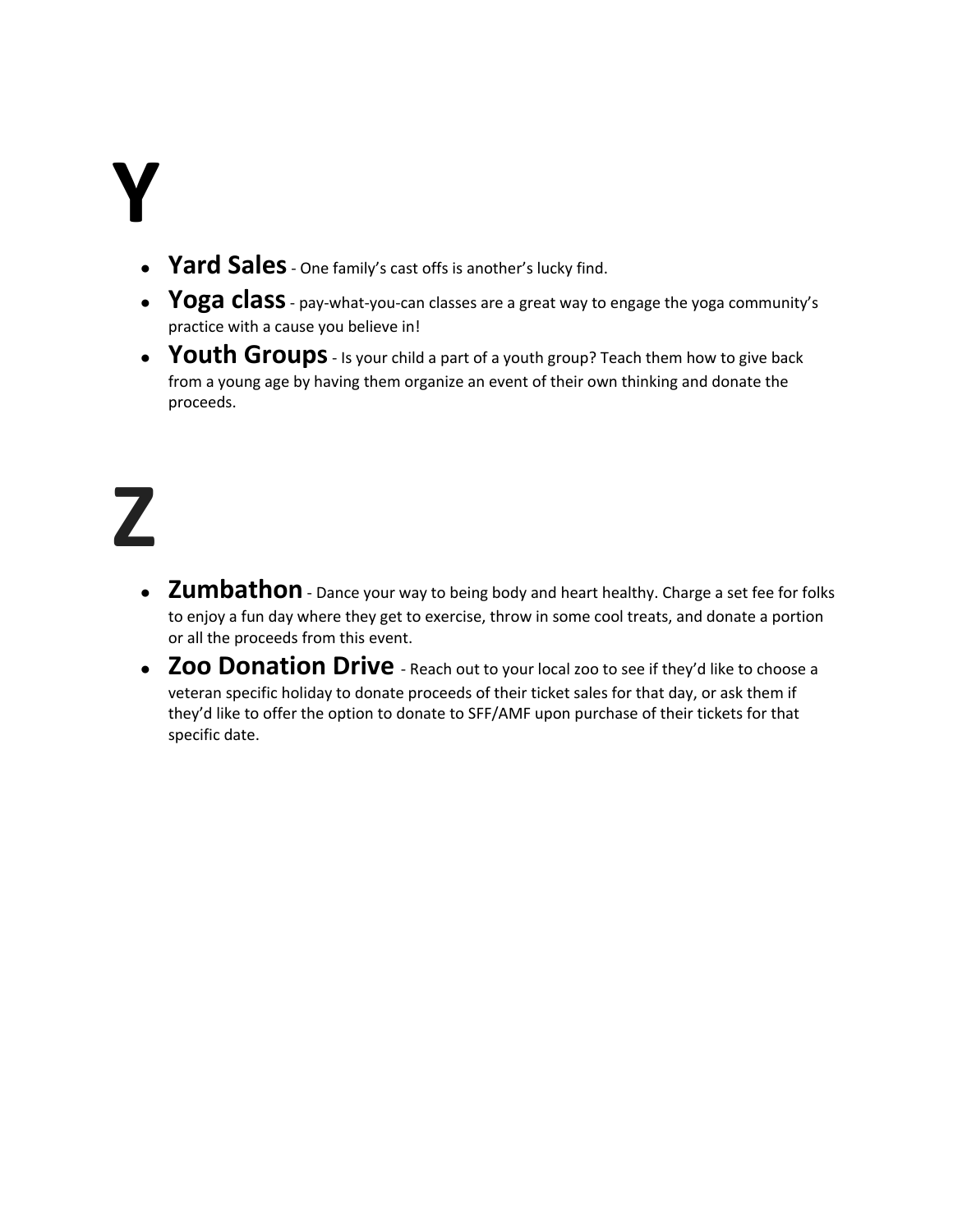# Y

- **Yard Sales** - One family's cast offs is another's lucky find.
- **Yoga class** - pay-what-you-can classes are a great way to engage the yoga community's practice with a cause you believe in!
- **Youth Groups** - Is your child a part of a youth group? Teach them how to give back from a young age by having them organize an event of their own thinking and donate the proceeds.

# Z

- **Zumbathon** - Dance your way to being body and heart healthy. Charge a set fee for folks to enjoy a fun day where they get to exercise, throw in some cool treats, and donate a portion or all the proceeds from this event.
- **Zoo Donation Drive** - Reach out to your local zoo to see if they'd like to choose a veteran specific holiday to donate proceeds of their ticket sales for that day, or ask them if they'd like to offer the option to donate to SFF/AMF upon purchase of their tickets for that specific date.